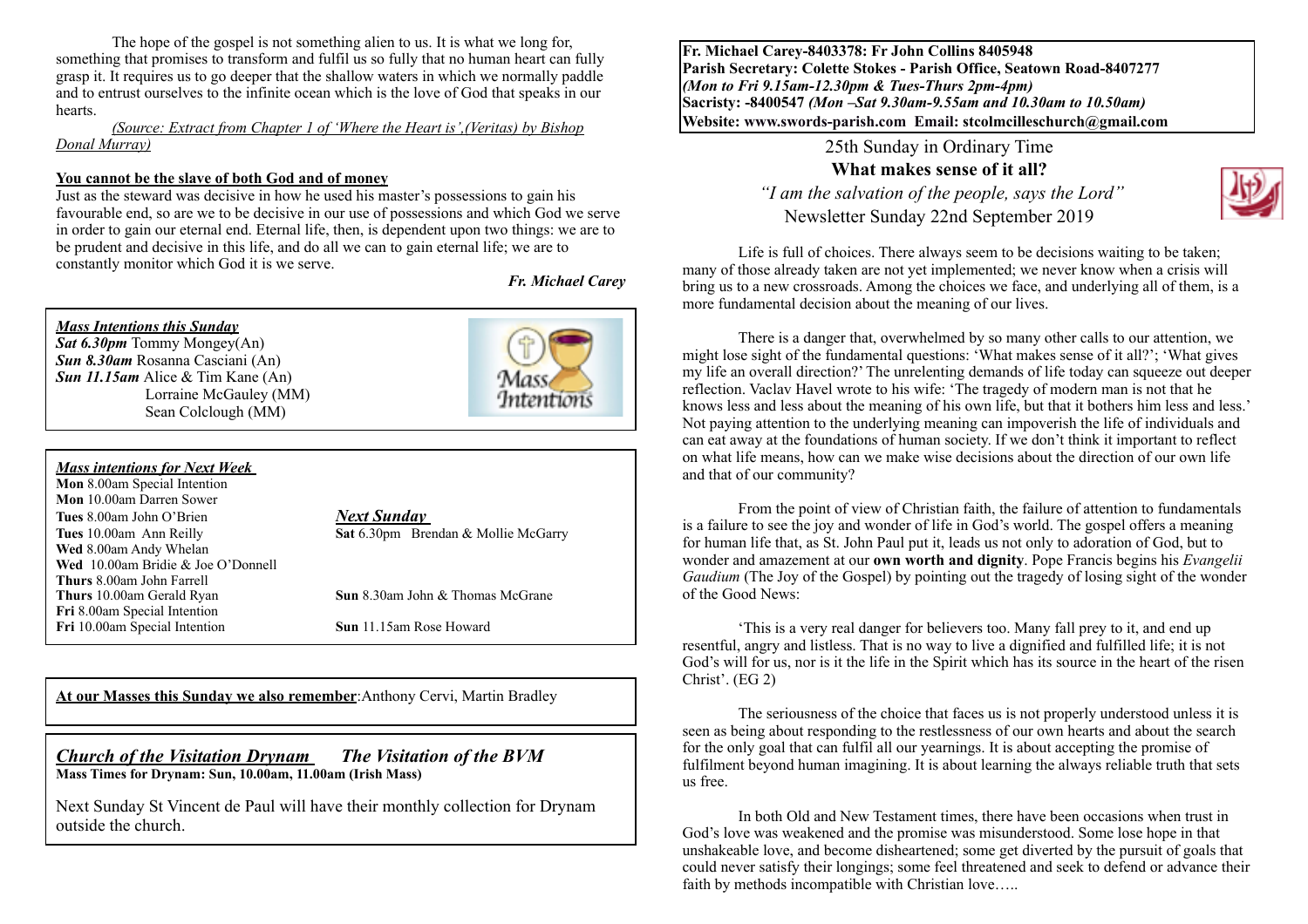The hope of the gospel is not something alien to us. It is what we long for, something that promises to transform and fulfil us so fully that no human heart can fully grasp it. It requires us to go deeper that the shallow waters in which we normally paddle and to entrust ourselves to the infinite ocean which is the love of God that speaks in our hearts.

*(Source: Extract from Chapter 1 of 'Where the Heart is',(Veritas) by Bishop Donal Murray)*

**You cannot be the slave of both God and of money**

Just as the steward was decisive in how he used his master's possessions to gain his favourable end, so are we to be decisive in our use of possessions and which God we serve in order to gain our eternal end. Eternal life, then, is dependent upon two things: we are to be prudent and decisive in this life, and do all we can to gain eternal life; we are to constantly monitor which God it is we serve.

***Fr. Michael Carey***

***Mass Intentions this Sunday***

***Sat 6.30pm*** Tommy Mongey(An)
***Sun 8.30am*** Rosanna Casciani (An)
***Sun 11.15am*** Alice & Tim Kane (An)
Lorraine McGauley (MM)
Sean Colclough (MM)

***Mass intentions for Next Week***

**Mon** 8.00am Special Intention
**Mon** 10.00am Darren Sower
**Tues** 8.00am John O'Brien
**Tues** 10.00am Ann Reilly
**Wed** 8.00am Andy Whelan
**Wed** 10.00am Bridie & Joe O'Donnell
**Thurs** 8.00am John Farrell
**Thurs** 10.00am Gerald Ryan
**Fri** 8.00am Special Intention
**Fri** 10.00am Special Intention

***Next Sunday***

**Sat** 6.30pm Brendan & Mollie McGarry
**Sun** 8.30am John & Thomas McGrane
**Sun** 11.15am Rose Howard

**At our Masses this Sunday we also remember**:Anthony Cervi, Martin Bradley

***Church of the Visitation Drynam*** ***The Visitation of the BVM***

**Mass Times for Drynam: Sun, 10.00am, 11.00am (Irish Mass)**

Next Sunday St Vincent de Paul will have their monthly collection for Drynam outside the church.

**Fr. Michael Carey-8403378: Fr John Collins 8405948**
**Parish Secretary: Colette Stokes - Parish Office, Seatown Road-8407277**
***(Mon to Fri 9.15am-12.30pm & Tues-Thurs 2pm-4pm)***
**Sacristy: -8400547 *(Mon –Sat 9.30am-9.55am and 10.30am to 10.50am)***
**Website: www.swords-parish.com Email: stcolmcilleschurch@gmail.com**

25th Sunday in Ordinary Time

**What makes sense of it all?**

*"I am the salvation of the people, says the Lord"*

Newsletter Sunday 22nd September 2019

Life is full of choices. There always seem to be decisions waiting to be taken; many of those already taken are not yet implemented; we never know when a crisis will bring us to a new crossroads. Among the choices we face, and underlying all of them, is a more fundamental decision about the meaning of our lives.

There is a danger that, overwhelmed by so many other calls to our attention, we might lose sight of the fundamental questions: 'What makes sense of it all?'; 'What gives my life an overall direction?' The unrelenting demands of life today can squeeze out deeper reflection. Vaclav Havel wrote to his wife: 'The tragedy of modern man is not that he knows less and less about the meaning of his own life, but that it bothers him less and less.' Not paying attention to the underlying meaning can impoverish the life of individuals and can eat away at the foundations of human society. If we don't think it important to reflect on what life means, how can we make wise decisions about the direction of our own life and that of our community?

From the point of view of Christian faith, the failure of attention to fundamentals is a failure to see the joy and wonder of life in God's world. The gospel offers a meaning for human life that, as St. John Paul put it, leads us not only to adoration of God, but to wonder and amazement at our **own worth and dignity**. Pope Francis begins his *Evangelii Gaudium* (The Joy of the Gospel) by pointing out the tragedy of losing sight of the wonder of the Good News:

'This is a very real danger for believers too. Many fall prey to it, and end up resentful, angry and listless. That is no way to live a dignified and fulfilled life; it is not God's will for us, nor is it the life in the Spirit which has its source in the heart of the risen Christ'. (EG 2)

The seriousness of the choice that faces us is not properly understood unless it is seen as being about responding to the restlessness of our own hearts and about the search for the only goal that can fulfil all our yearnings. It is about accepting the promise of fulfilment beyond human imagining. It is about learning the always reliable truth that sets us free.

In both Old and New Testament times, there have been occasions when trust in God's love was weakened and the promise was misunderstood. Some lose hope in that unshakeable love, and become disheartened; some get diverted by the pursuit of goals that could never satisfy their longings; some feel threatened and seek to defend or advance their faith by methods incompatible with Christian love…..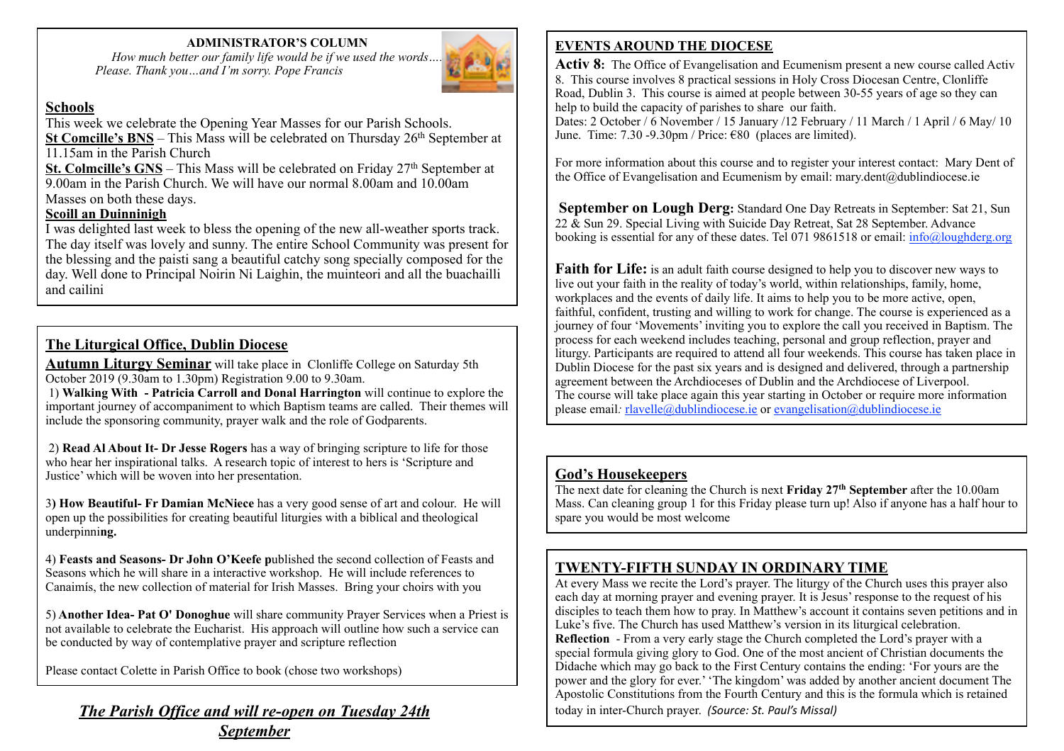## ADMINISTRATOR'S COLUMN

*How much better our family life would be if we used the words…. Please. Thank you…and I'm sorry. Pope Francis*

### Schools

This week we celebrate the Opening Year Masses for our Parish Schools.

**St Comcille's BNS** – This Mass will be celebrated on Thursday 26th September at 11.15am in the Parish Church

**St. Colmcille's GNS** – This Mass will be celebrated on Friday 27th September at 9.00am in the Parish Church. We will have our normal 8.00am and 10.00am Masses on both these days.

### Scoill an Duinninigh

I was delighted last week to bless the opening of the new all-weather sports track. The day itself was lovely and sunny. The entire School Community was present for the blessing and the paisti sang a beautiful catchy song specially composed for the day. Well done to Principal Noirin Ni Laighin, the muinteori and all the buachailli and cailini

## The Liturgical Office, Dublin Diocese

**Autumn Liturgy Seminar** will take place in Clonliffe College on Saturday 5th October 2019 (9.30am to 1.30pm) Registration 9.00 to 9.30am.

1) **Walking With - Patricia Carroll and Donal Harrington** will continue to explore the important journey of accompaniment to which Baptism teams are called. Their themes will include the sponsoring community, prayer walk and the role of Godparents.

2) **Read Al About It- Dr Jesse Rogers** has a way of bringing scripture to life for those who hear her inspirational talks. A research topic of interest to hers is 'Scripture and Justice' which will be woven into her presentation.

3**) How Beautiful- Fr Damian McNiece** has a very good sense of art and colour. He will open up the possibilities for creating beautiful liturgies with a biblical and theological underpinni**ng.**

4) **Feasts and Seasons- Dr John O'Keefe p**ublished the second collection of Feasts and Seasons which he will share in a interactive workshop. He will include references to Canaimís, the new collection of material for Irish Masses. Bring your choirs with you

5) **Another Idea- Pat O' Donoghue** will share community Prayer Services when a Priest is not available to celebrate the Eucharist. His approach will outline how such a service can be conducted by way of contemplative prayer and scripture reflection

Please contact Colette in Parish Office to book (chose two workshops)

***The Parish Office and will re-open on Tuesday 24th September***

## EVENTS AROUND THE DIOCESE

**Activ 8:** The Office of Evangelisation and Ecumenism present a new course called Activ 8. This course involves 8 practical sessions in Holy Cross Diocesan Centre, Clonliffe Road, Dublin 3. This course is aimed at people between 30-55 years of age so they can help to build the capacity of parishes to share our faith.
Dates: 2 October / 6 November / 15 January /12 February / 11 March / 1 April / 6 May/ 10 June. Time: 7.30 -9.30pm / Price: €80 (places are limited).

For more information about this course and to register your interest contact: Mary Dent of the Office of Evangelisation and Ecumenism by email: mary.dent@dublindiocese.ie

**September on Lough Derg:** Standard One Day Retreats in September: Sat 21, Sun 22 & Sun 29. Special Living with Suicide Day Retreat, Sat 28 September. Advance booking is essential for any of these dates. Tel 071 9861518 or email: info@loughderg.org

**Faith for Life:** is an adult faith course designed to help you to discover new ways to live out your faith in the reality of today's world, within relationships, family, home, workplaces and the events of daily life. It aims to help you to be more active, open, faithful, confident, trusting and willing to work for change. The course is experienced as a journey of four 'Movements' inviting you to explore the call you received in Baptism. The process for each weekend includes teaching, personal and group reflection, prayer and liturgy. Participants are required to attend all four weekends. This course has taken place in Dublin Diocese for the past six years and is designed and delivered, through a partnership agreement between the Archdioceses of Dublin and the Archdiocese of Liverpool.
The course will take place again this year starting in October or require more information please email: rlavelle@dublindiocese.ie or evangelisation@dublindiocese.ie

## God's Housekeepers

The next date for cleaning the Church is next **Friday 27th September** after the 10.00am Mass. Can cleaning group 1 for this Friday please turn up! Also if anyone has a half hour to spare you would be most welcome

## TWENTY-FIFTH SUNDAY IN ORDINARY TIME

At every Mass we recite the Lord's prayer. The liturgy of the Church uses this prayer also each day at morning prayer and evening prayer. It is Jesus' response to the request of his disciples to teach them how to pray. In Matthew's account it contains seven petitions and in Luke's five. The Church has used Matthew's version in its liturgical celebration.
**Reflection** - From a very early stage the Church completed the Lord's prayer with a special formula giving glory to God. One of the most ancient of Christian documents the Didache which may go back to the First Century contains the ending: 'For yours are the power and the glory for ever.' 'The kingdom' was added by another ancient document The Apostolic Constitutions from the Fourth Century and this is the formula which is retained today in inter-Church prayer. *(Source: St. Paul's Missal)*